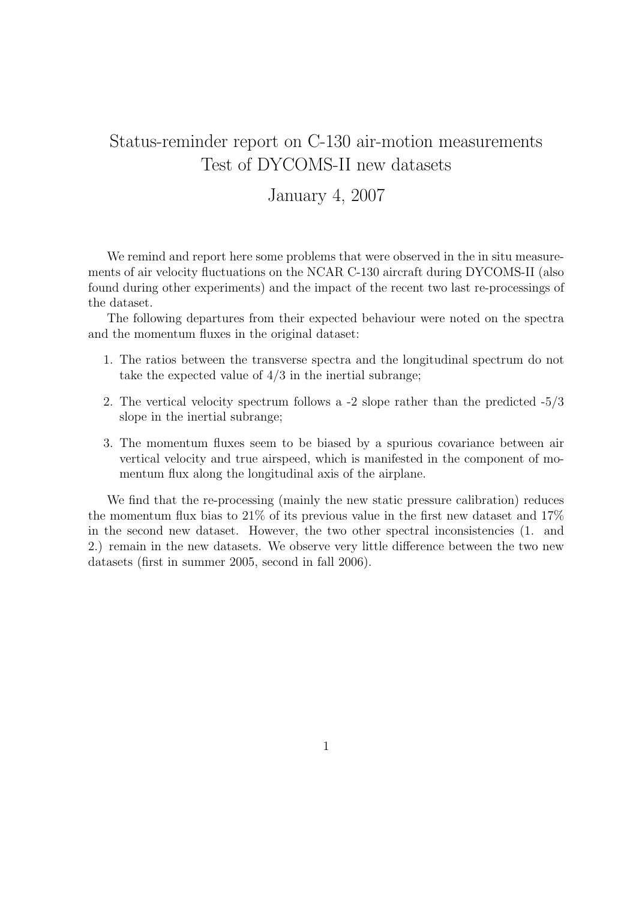# Status-reminder report on C-130 air-motion measurements
# Test of DYCOMS-II new datasets

## January 4, 2007

We remind and report here some problems that were observed in the in situ measurements of air velocity fluctuations on the NCAR C-130 aircraft during DYCOMS-II (also found during other experiments) and the impact of the recent two last re-processings of the dataset.

The following departures from their expected behaviour were noted on the spectra and the momentum fluxes in the original dataset:

1. The ratios between the transverse spectra and the longitudinal spectrum do not take the expected value of 4/3 in the inertial subrange;
2. The vertical velocity spectrum follows a -2 slope rather than the predicted -5/3 slope in the inertial subrange;
3. The momentum fluxes seem to be biased by a spurious covariance between air vertical velocity and true airspeed, which is manifested in the component of momentum flux along the longitudinal axis of the airplane.

We find that the re-processing (mainly the new static pressure calibration) reduces the momentum flux bias to 21% of its previous value in the first new dataset and 17% in the second new dataset. However, the two other spectral inconsistencies (1. and 2.) remain in the new datasets. We observe very little difference between the two new datasets (first in summer 2005, second in fall 2006).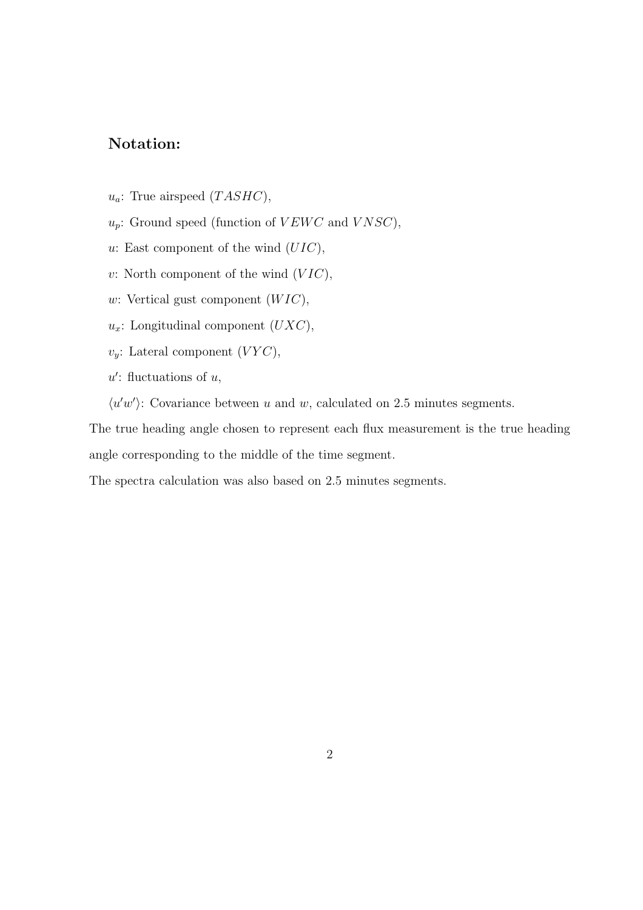## Notation:

$u_a$: True airspeed ($TASHC$),

$u_p$: Ground speed (function of $VEWC$ and $VNSC$),

$u$: East component of the wind ($UIC$),

$v$: North component of the wind ($VIC$),

$w$: Vertical gust component ($WIC$),

$u_x$: Longitudinal component ($UXC$),

$v_y$: Lateral component ($VYC$),

$u'$: fluctuations of $u$,

$\langle u'w' \rangle$: Covariance between $u$ and $w$, calculated on 2.5 minutes segments.

The true heading angle chosen to represent each flux measurement is the true heading angle corresponding to the middle of the time segment.

The spectra calculation was also based on 2.5 minutes segments.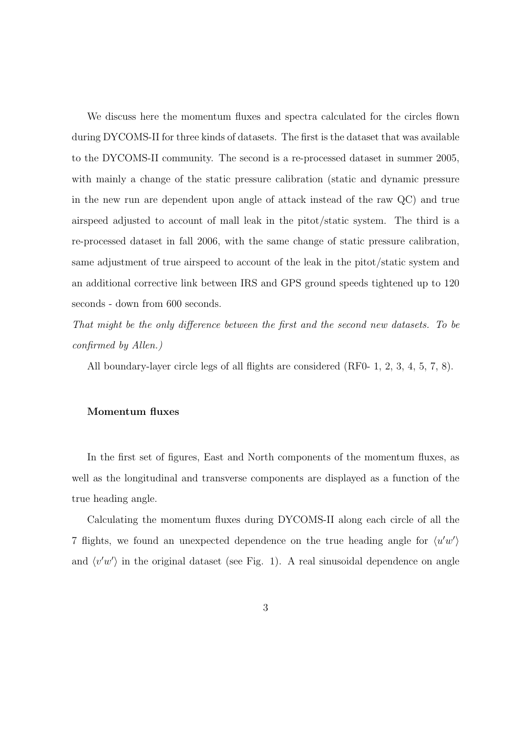We discuss here the momentum fluxes and spectra calculated for the circles flown during DYCOMS-II for three kinds of datasets. The first is the dataset that was available to the DYCOMS-II community. The second is a re-processed dataset in summer 2005, with mainly a change of the static pressure calibration (static and dynamic pressure in the new run are dependent upon angle of attack instead of the raw QC) and true airspeed adjusted to account of mall leak in the pitot/static system. The third is a re-processed dataset in fall 2006, with the same change of static pressure calibration, same adjustment of true airspeed to account of the leak in the pitot/static system and an additional corrective link between IRS and GPS ground speeds tightened up to 120 seconds - down from 600 seconds.

*That might be the only difference between the first and the second new datasets. To be confirmed by Allen.)*

All boundary-layer circle legs of all flights are considered (RF0- 1, 2, 3, 4, 5, 7, 8).

**Momentum fluxes**

In the first set of figures, East and North components of the momentum fluxes, as well as the longitudinal and transverse components are displayed as a function of the true heading angle.

Calculating the momentum fluxes during DYCOMS-II along each circle of all the 7 flights, we found an unexpected dependence on the true heading angle for $\langle u'w' \rangle$ and $\langle v'w' \rangle$ in the original dataset (see Fig. 1). A real sinusoidal dependence on angle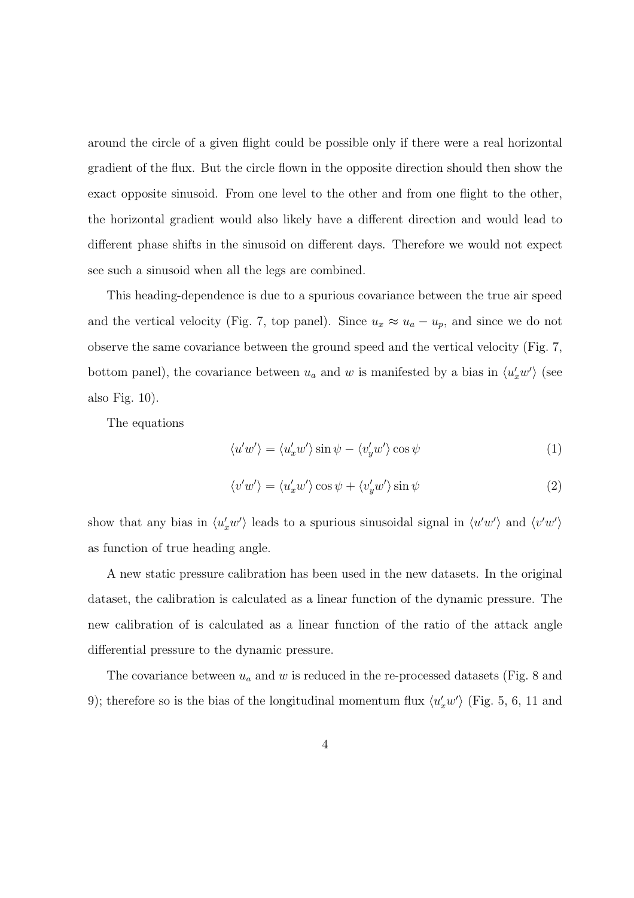around the circle of a given flight could be possible only if there were a real horizontal gradient of the flux. But the circle flown in the opposite direction should then show the exact opposite sinusoid. From one level to the other and from one flight to the other, the horizontal gradient would also likely have a different direction and would lead to different phase shifts in the sinusoid on different days. Therefore we would not expect see such a sinusoid when all the legs are combined.

This heading-dependence is due to a spurious covariance between the true air speed and the vertical velocity (Fig. 7, top panel). Since $u_x \approx u_a - u_p$, and since we do not observe the same covariance between the ground speed and the vertical velocity (Fig. 7, bottom panel), the covariance between $u_a$ and $w$ is manifested by a bias in $\langle u_x' w' \rangle$ (see also Fig. 10).

The equations

$$\langle u' w' \rangle = \langle u_x' w' \rangle \sin \psi - \langle v_y' w' \rangle \cos \psi \tag{1}$$

$$\langle v' w' \rangle = \langle u_x' w' \rangle \cos \psi + \langle v_y' w' \rangle \sin \psi \tag{2}$$

show that any bias in $\langle u_x' w' \rangle$ leads to a spurious sinusoidal signal in $\langle u' w' \rangle$ and $\langle v' w' \rangle$ as function of true heading angle.

A new static pressure calibration has been used in the new datasets. In the original dataset, the calibration is calculated as a linear function of the dynamic pressure. The new calibration of is calculated as a linear function of the ratio of the attack angle differential pressure to the dynamic pressure.

The covariance between $u_a$ and $w$ is reduced in the re-processed datasets (Fig. 8 and 9); therefore so is the bias of the longitudinal momentum flux $\langle u_x' w' \rangle$ (Fig. 5, 6, 11 and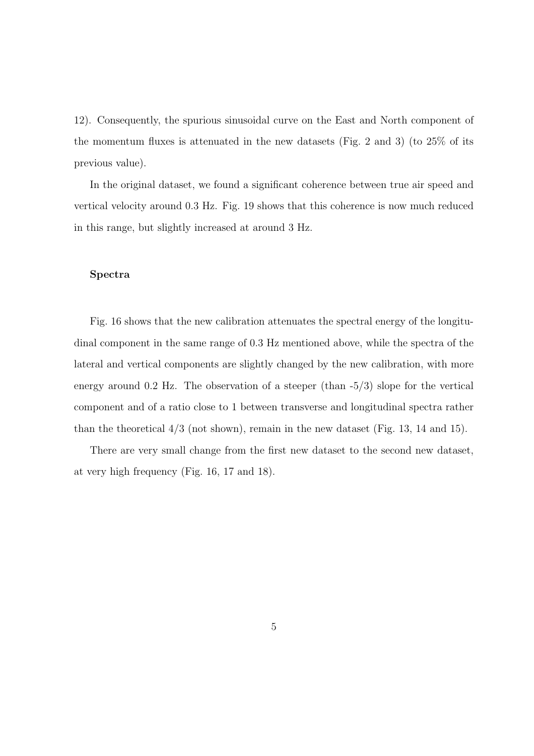12). Consequently, the spurious sinusoidal curve on the East and North component of the momentum fluxes is attenuated in the new datasets (Fig. 2 and 3) (to 25% of its previous value).

In the original dataset, we found a significant coherence between true air speed and vertical velocity around 0.3 Hz. Fig. 19 shows that this coherence is now much reduced in this range, but slightly increased at around 3 Hz.

### Spectra

Fig. 16 shows that the new calibration attenuates the spectral energy of the longitudinal component in the same range of 0.3 Hz mentioned above, while the spectra of the lateral and vertical components are slightly changed by the new calibration, with more energy around 0.2 Hz. The observation of a steeper (than $-5/3$) slope for the vertical component and of a ratio close to 1 between transverse and longitudinal spectra rather than the theoretical $4/3$ (not shown), remain in the new dataset (Fig. 13, 14 and 15).

There are very small change from the first new dataset to the second new dataset, at very high frequency (Fig. 16, 17 and 18).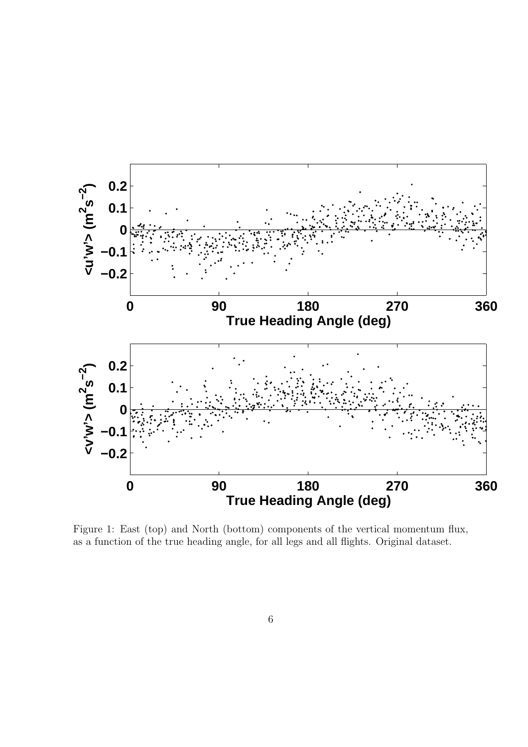Figure 1: East (top) and North (bottom) components of the vertical momentum flux, as a function of the true heading angle, for all legs and all flights. Original dataset.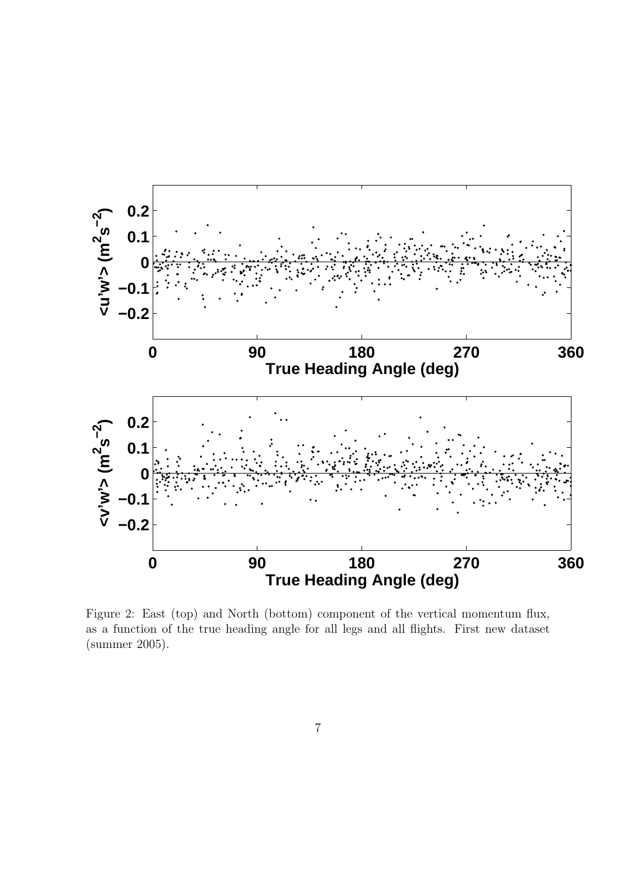Figure 2: East (top) and North (bottom) component of the vertical momentum flux, as a function of the true heading angle for all legs and all flights. First new dataset (summer 2005).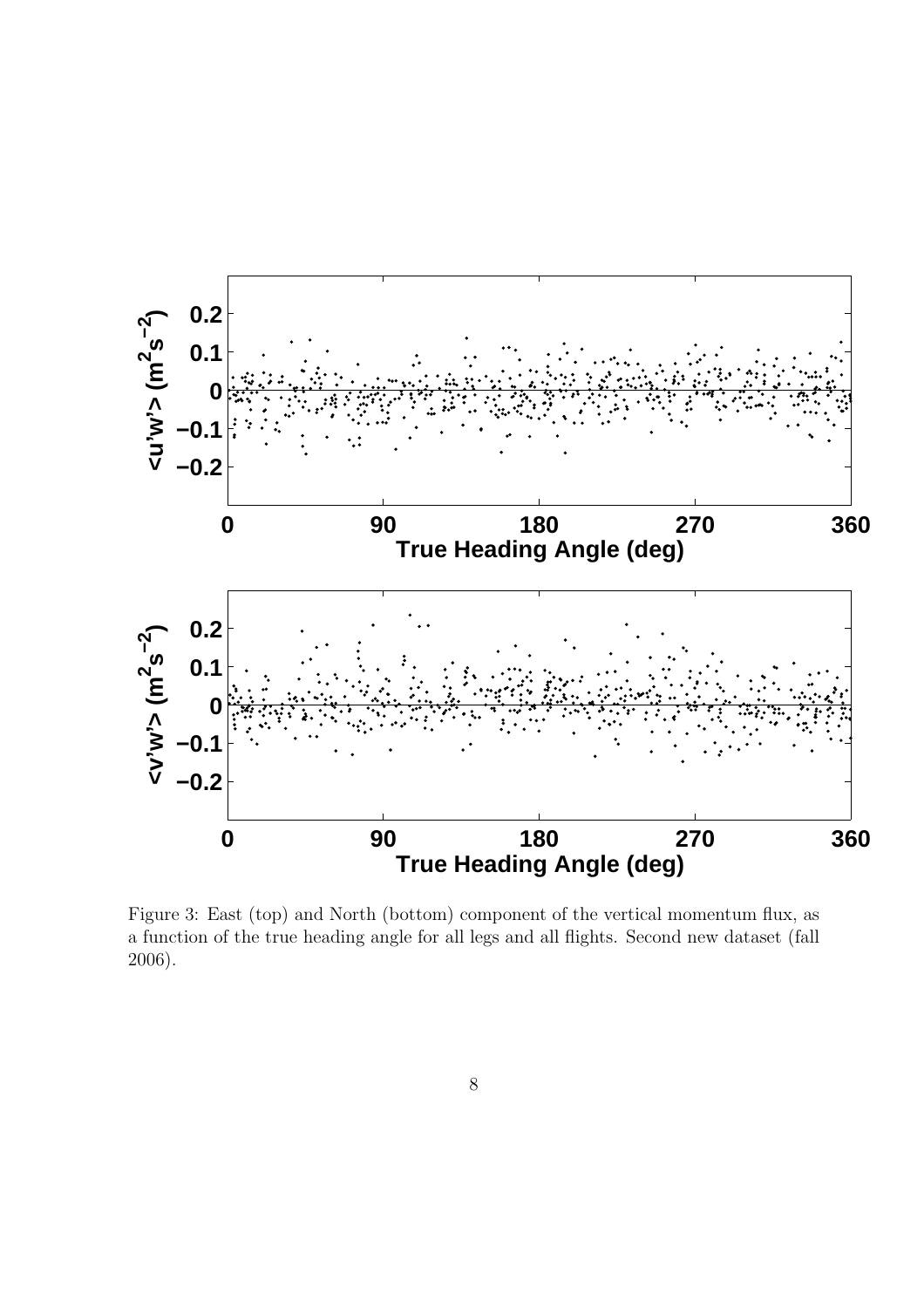Figure 3: East (top) and North (bottom) component of the vertical momentum flux, as a function of the true heading angle for all legs and all flights. Second new dataset (fall 2006).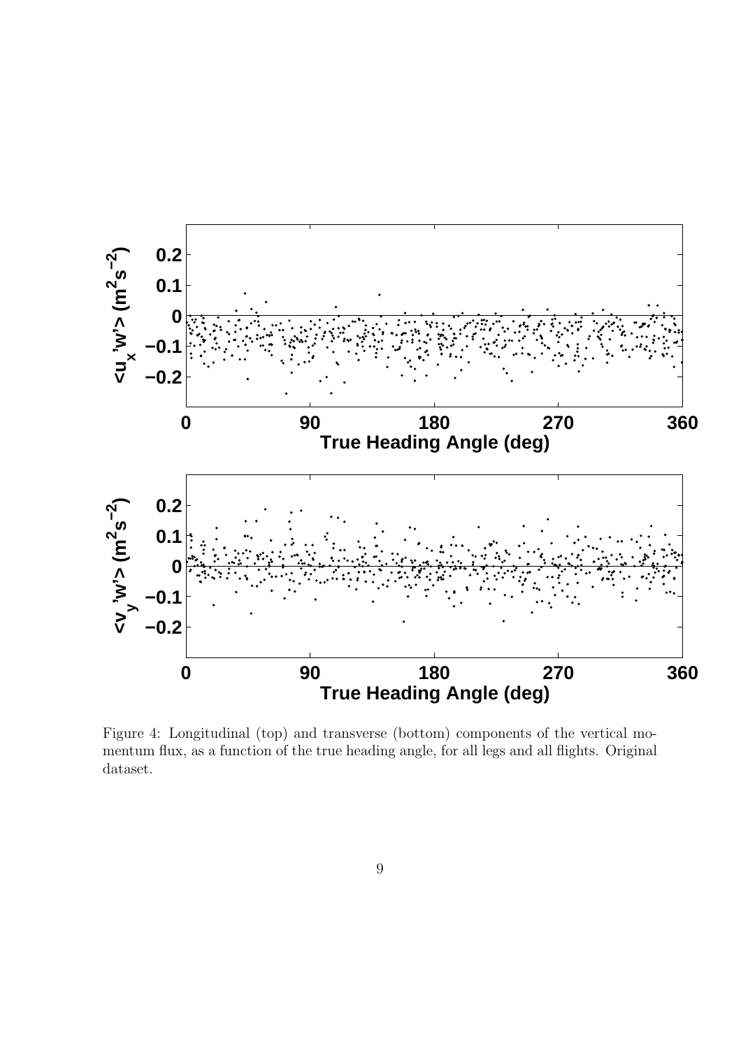Figure 4: Longitudinal (top) and transverse (bottom) components of the vertical momentum flux, as a function of the true heading angle, for all legs and all flights. Original dataset.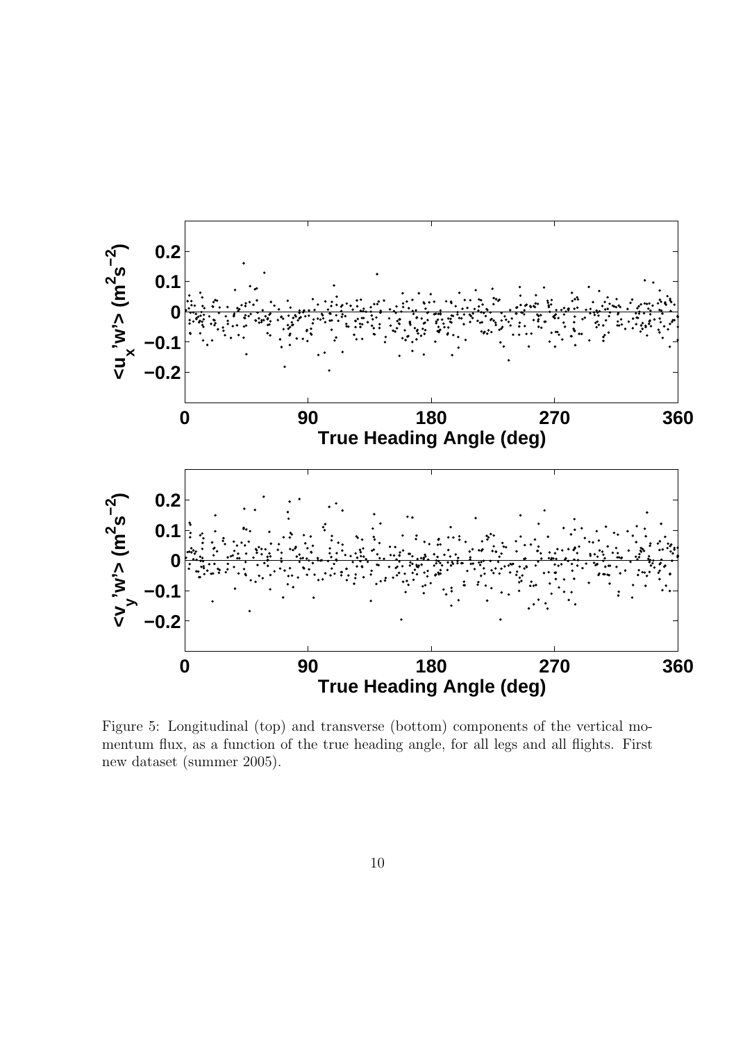Figure 5: Longitudinal (top) and transverse (bottom) components of the vertical momentum flux, as a function of the true heading angle, for all legs and all flights. First new dataset (summer 2005).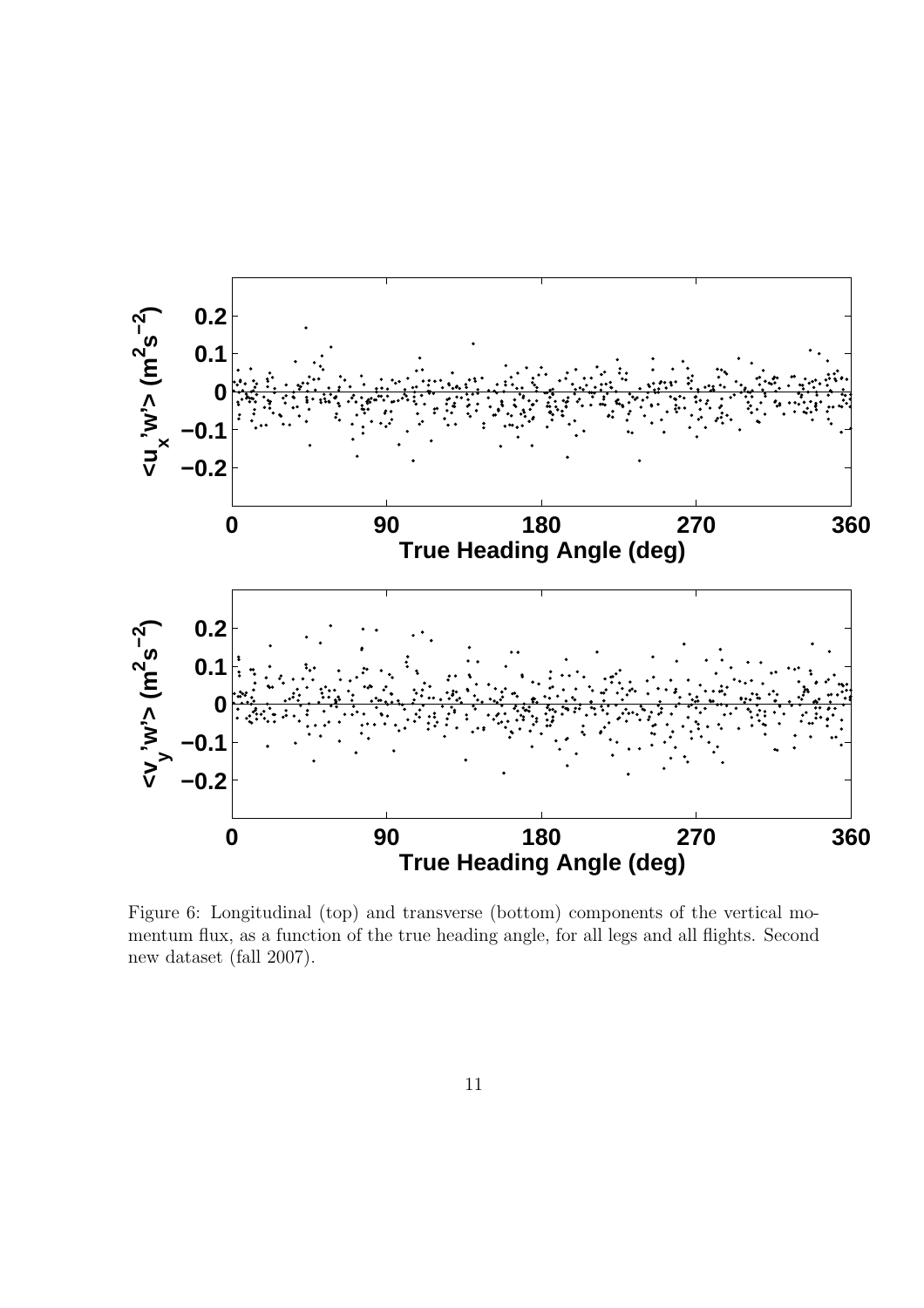Figure 6: Longitudinal (top) and transverse (bottom) components of the vertical momentum flux, as a function of the true heading angle, for all legs and all flights. Second new dataset (fall 2007).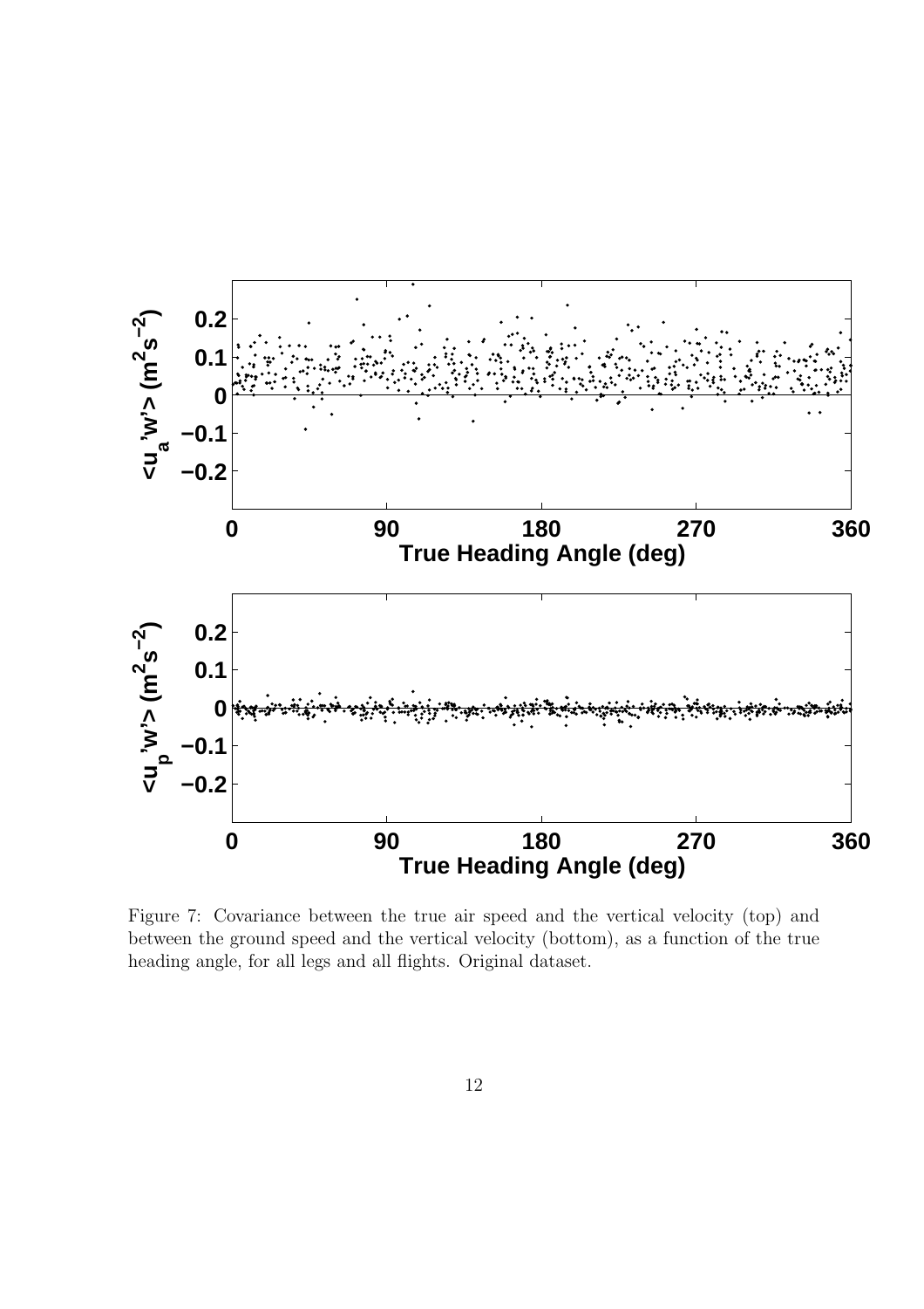Figure 7: Covariance between the true air speed and the vertical velocity (top) and between the ground speed and the vertical velocity (bottom), as a function of the true heading angle, for all legs and all flights. Original dataset.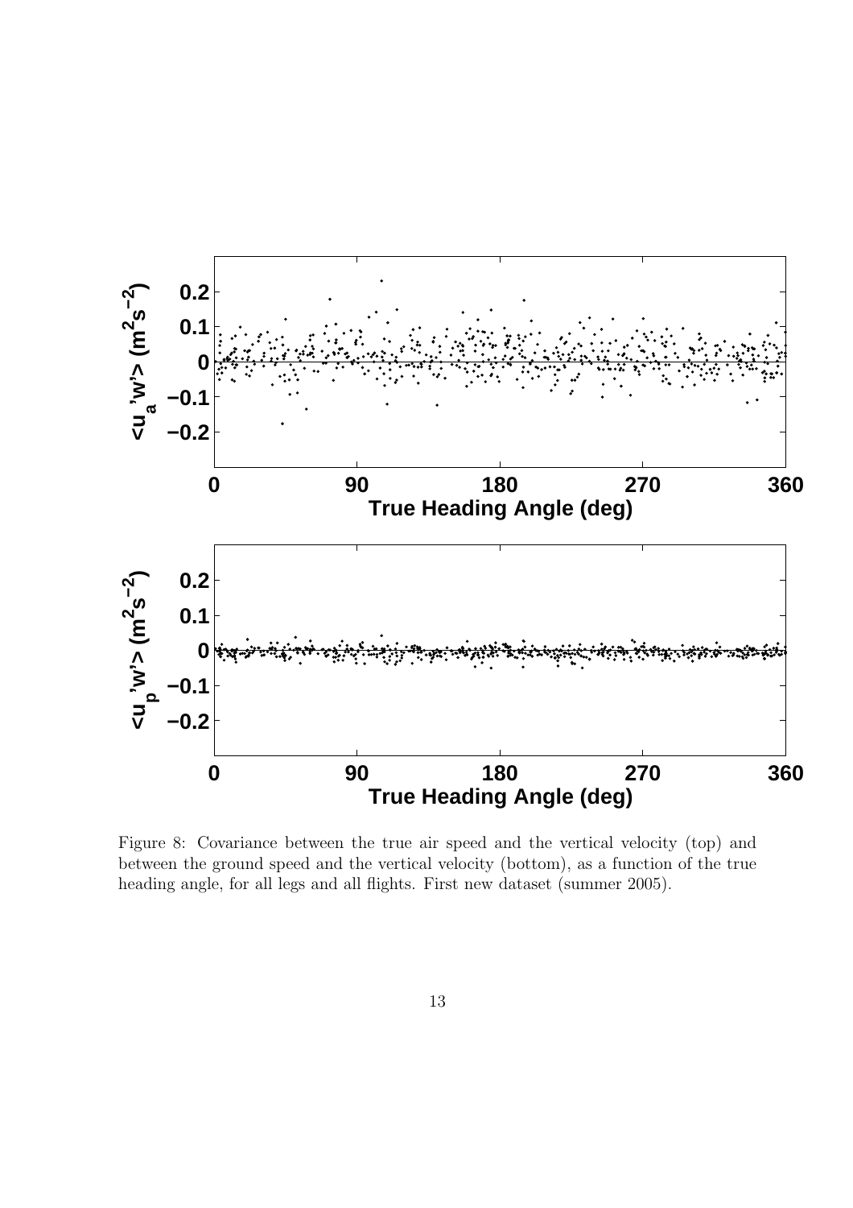Figure 8: Covariance between the true air speed and the vertical velocity (top) and between the ground speed and the vertical velocity (bottom), as a function of the true heading angle, for all legs and all flights. First new dataset (summer 2005).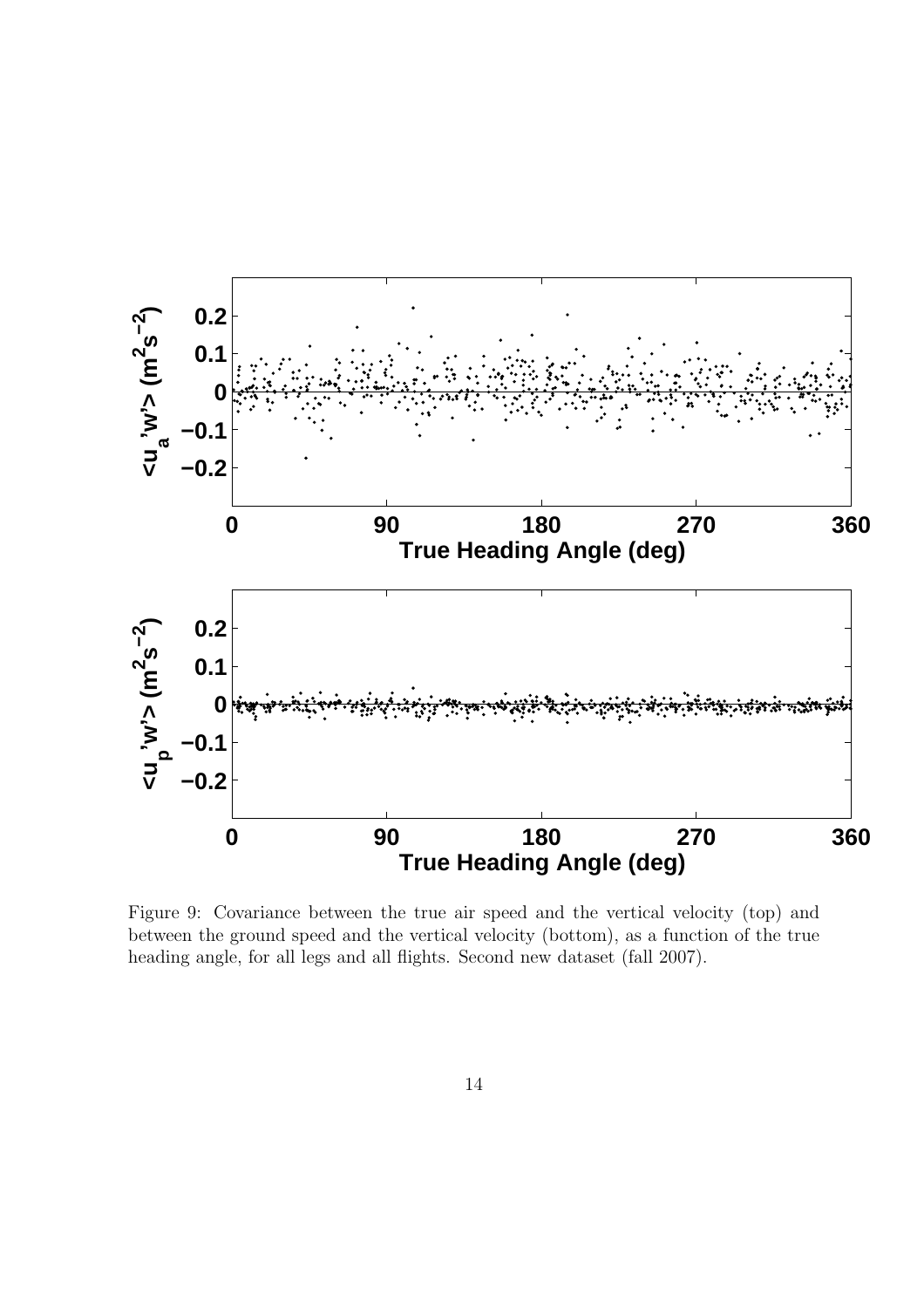Figure 9: Covariance between the true air speed and the vertical velocity (top) and between the ground speed and the vertical velocity (bottom), as a function of the true heading angle, for all legs and all flights. Second new dataset (fall 2007).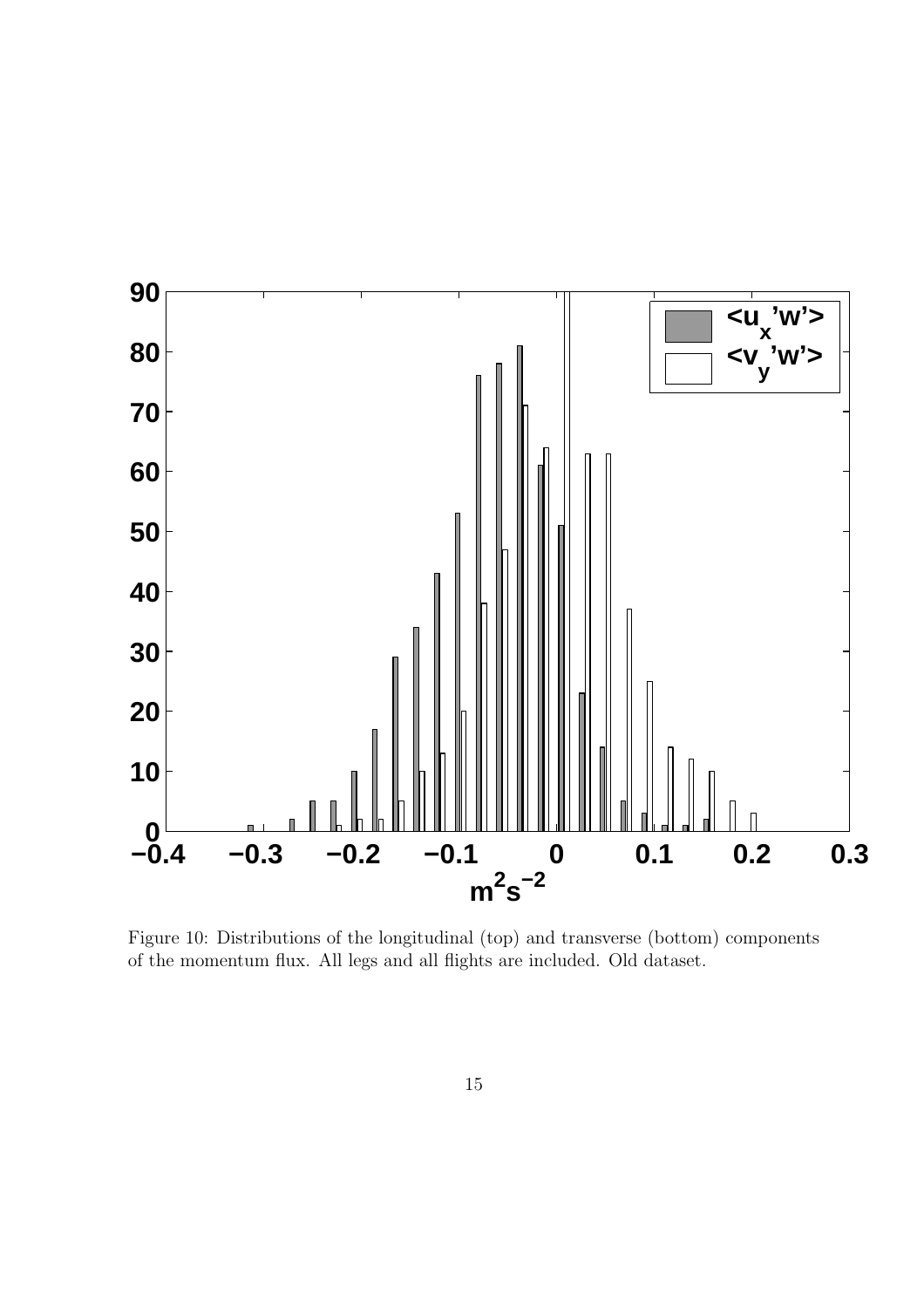Figure 10: Distributions of the longitudinal (top) and transverse (bottom) components of the momentum flux. All legs and all flights are included. Old dataset.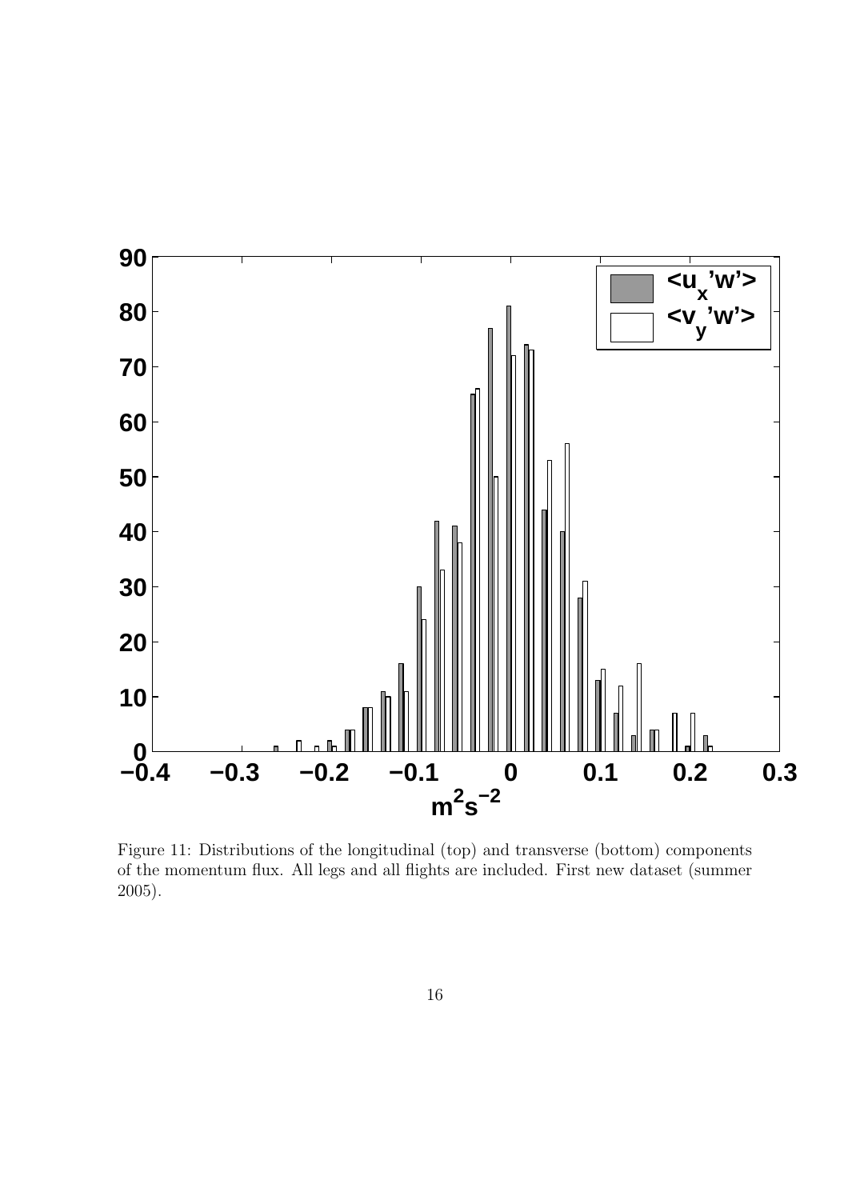Figure 11: Distributions of the longitudinal (top) and transverse (bottom) components of the momentum flux. All legs and all flights are included. First new dataset (summer 2005).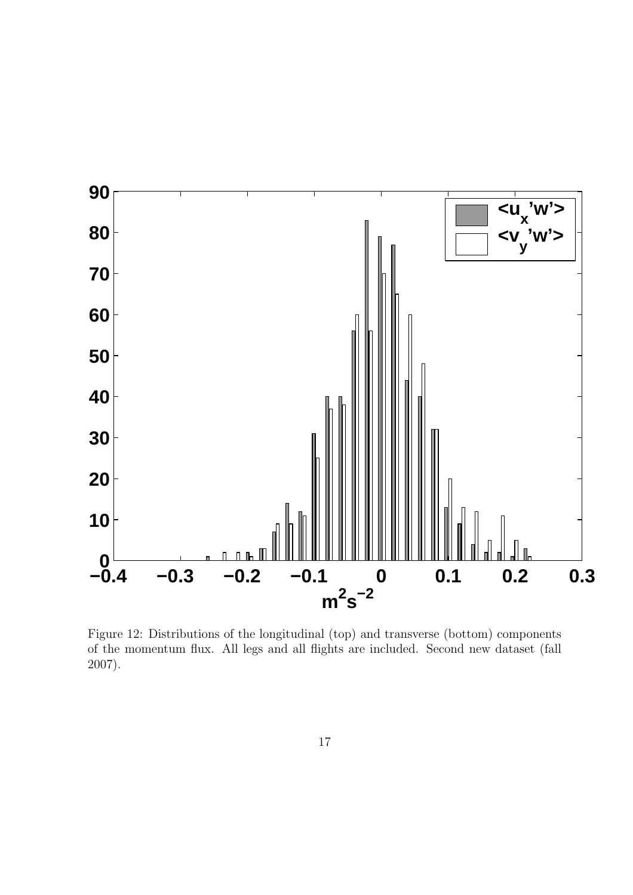Figure 12: Distributions of the longitudinal (top) and transverse (bottom) components of the momentum flux. All legs and all flights are included. Second new dataset (fall 2007).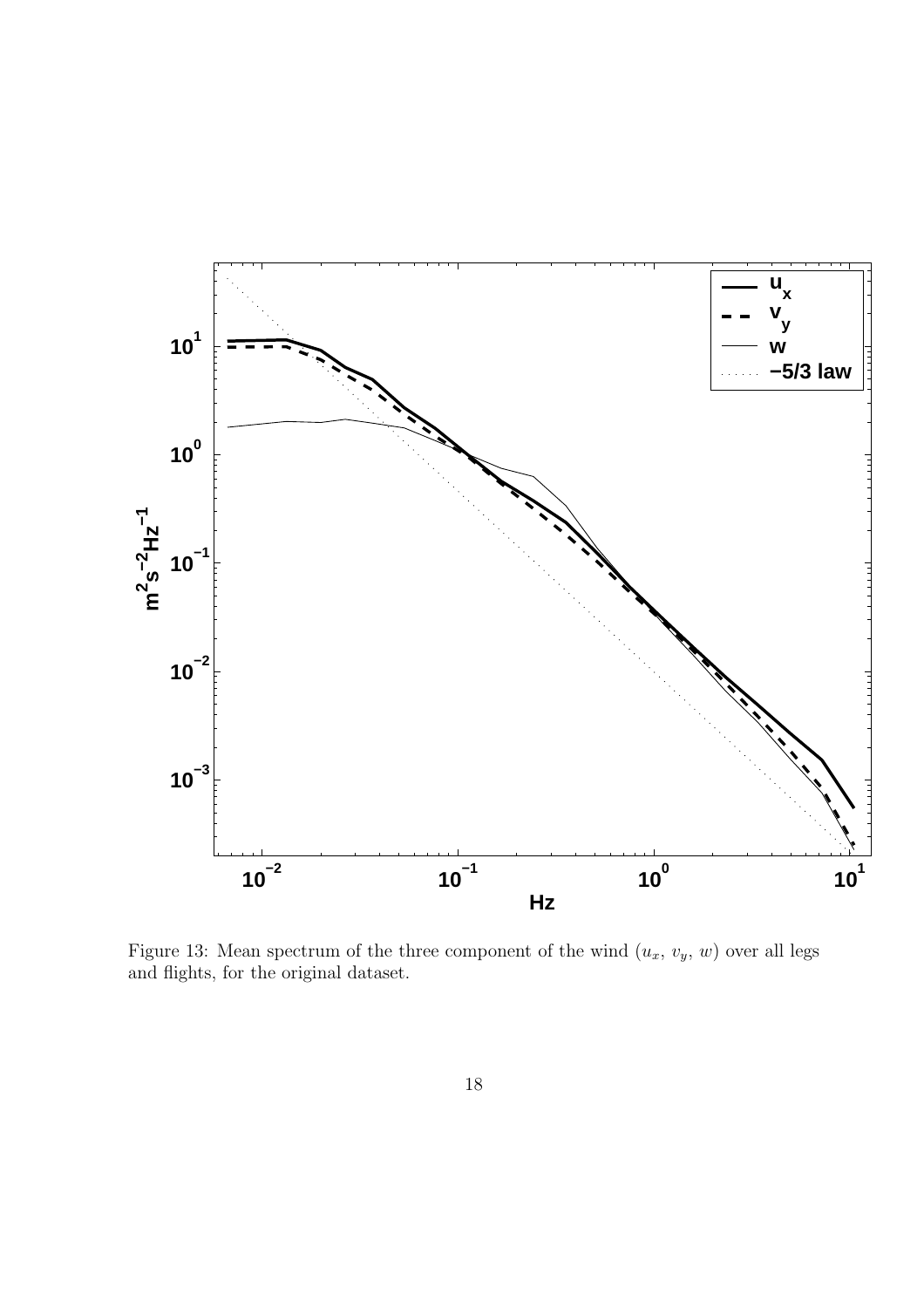Figure 13: Mean spectrum of the three component of the wind ($u_x$, $v_y$, $w$) over all legs and flights, for the original dataset.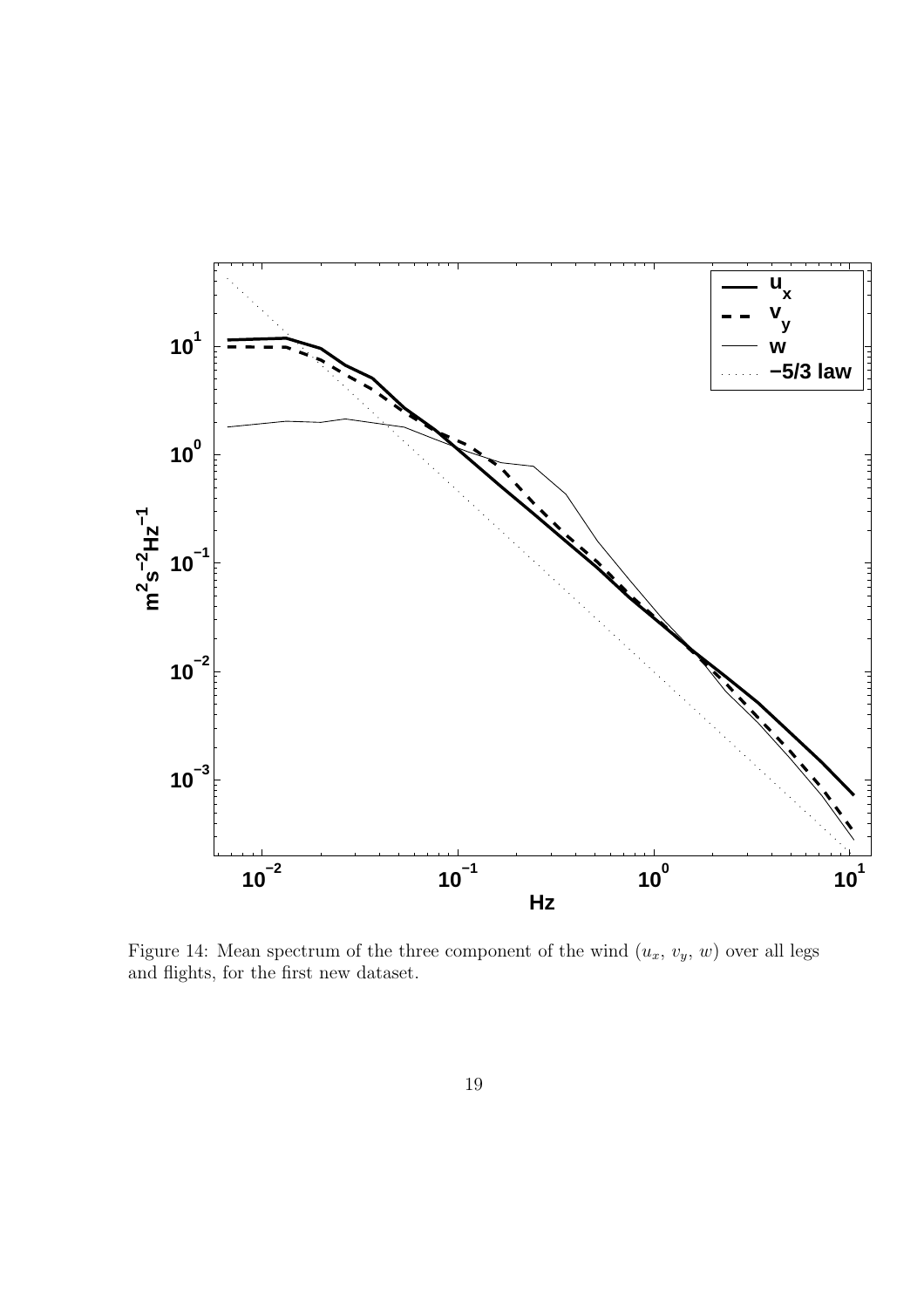Figure 14: Mean spectrum of the three component of the wind ($u_x$, $v_y$, $w$) over all legs and flights, for the first new dataset.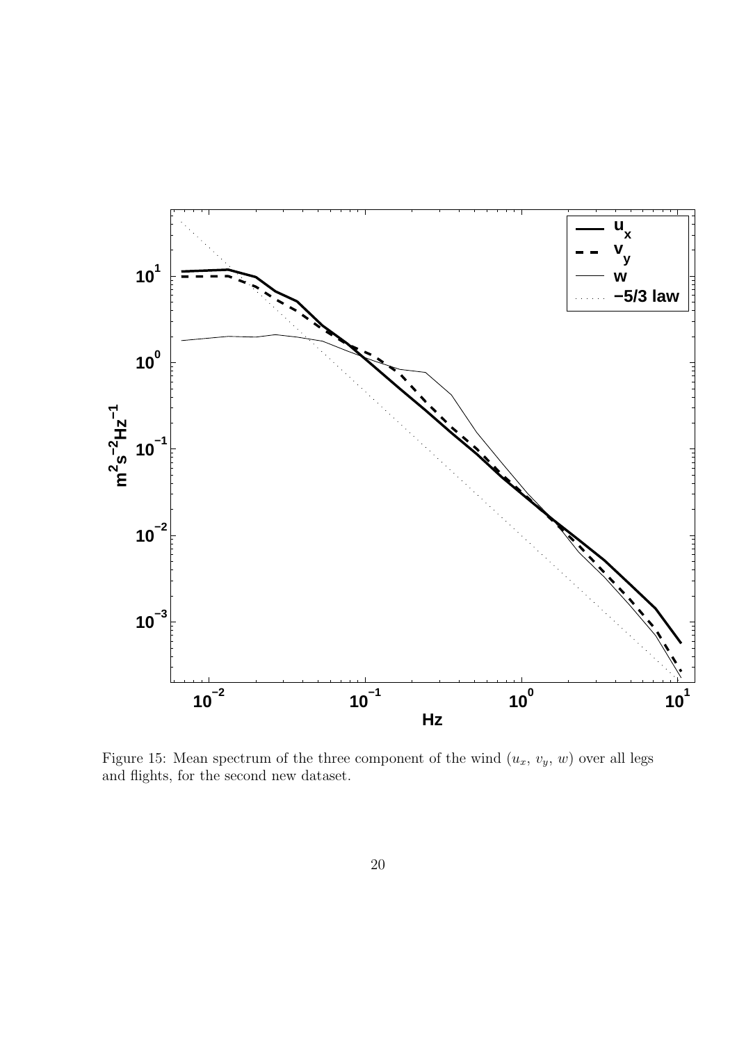Figure 15: Mean spectrum of the three component of the wind ($u_x$, $v_y$, $w$) over all legs and flights, for the second new dataset.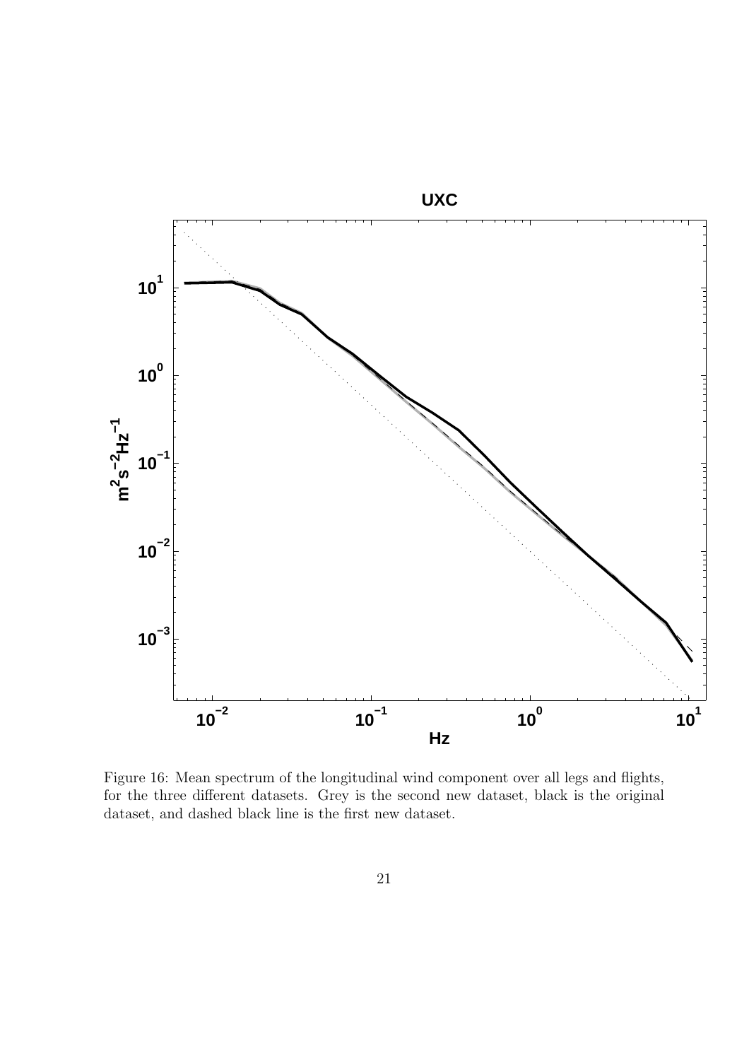Figure 16: Mean spectrum of the longitudinal wind component over all legs and flights, for the three different datasets. Grey is the second new dataset, black is the original dataset, and dashed black line is the first new dataset.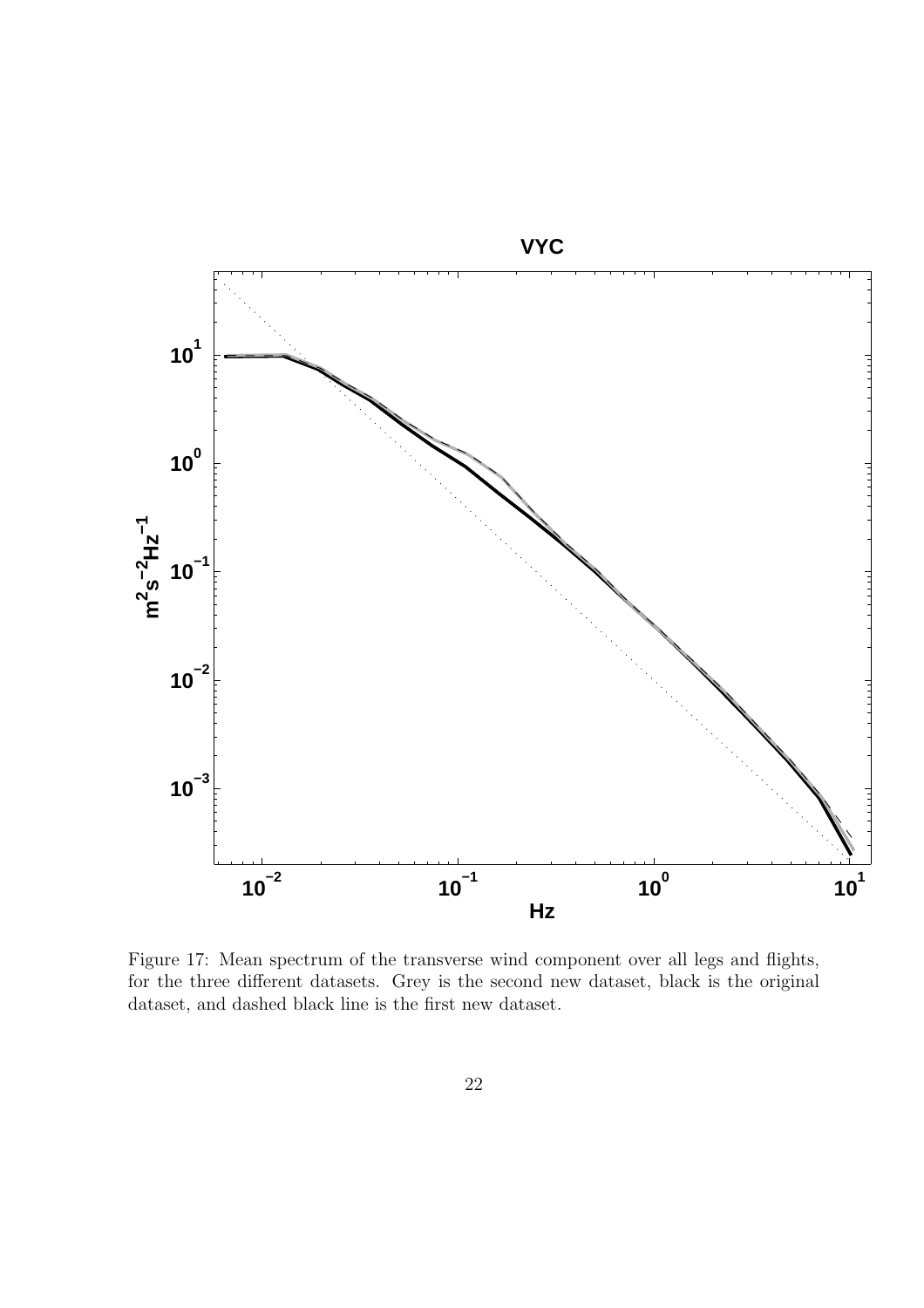Figure 17: Mean spectrum of the transverse wind component over all legs and flights, for the three different datasets. Grey is the second new dataset, black is the original dataset, and dashed black line is the first new dataset.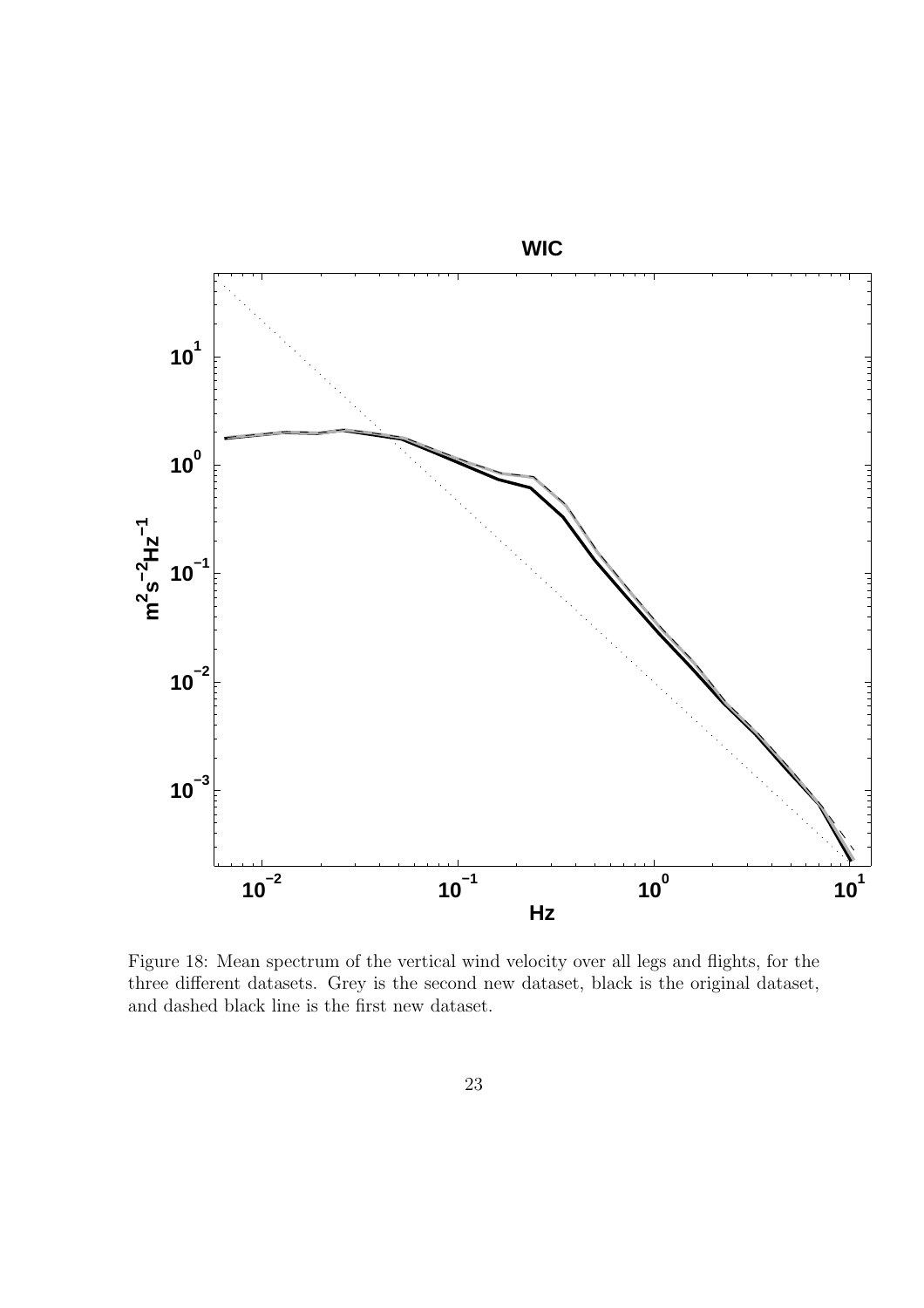Figure 18: Mean spectrum of the vertical wind velocity over all legs and flights, for the three different datasets. Grey is the second new dataset, black is the original dataset, and dashed black line is the first new dataset.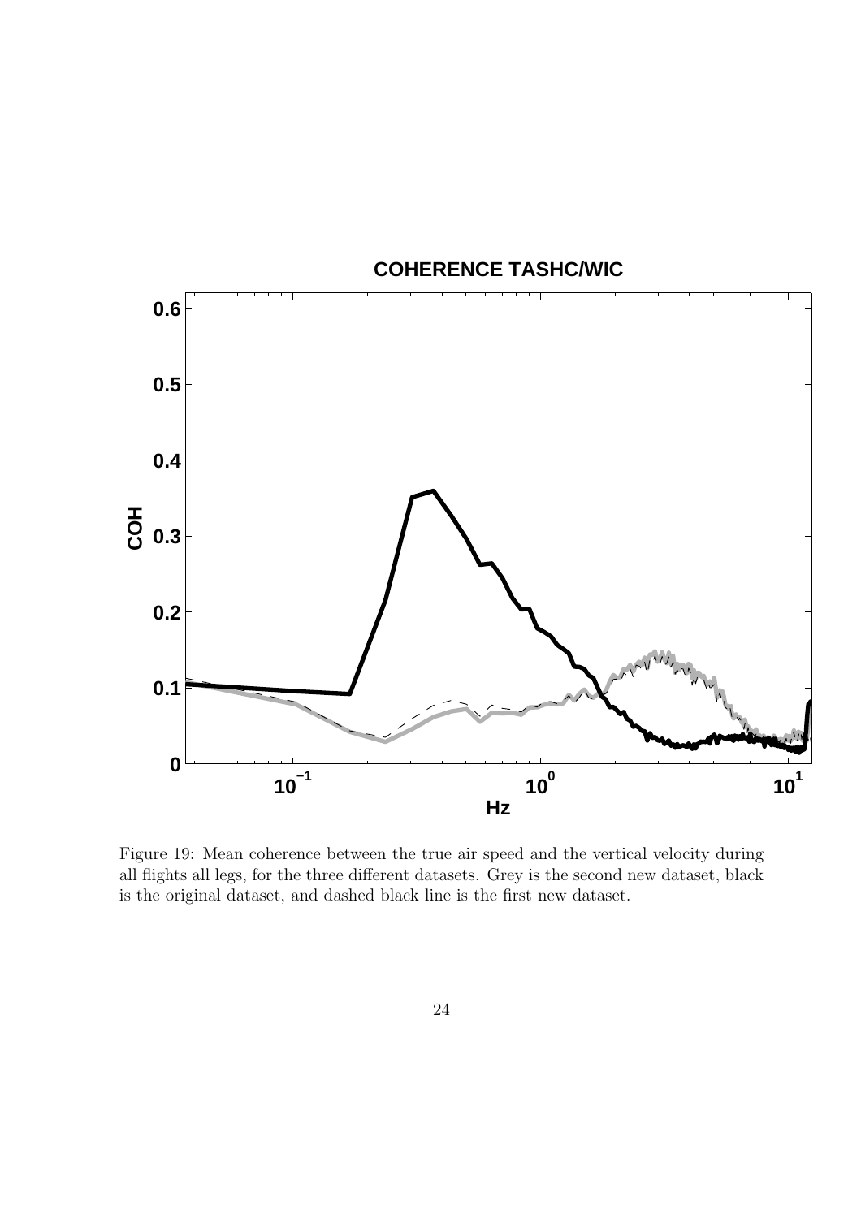COHERENCE TASHC/WIC

COH

0
0.1
0.2
0.3
0.4
0.5
0.6

$10^{-1}$
$10^{0}$
$10^{1}$

Hz

Figure 19: Mean coherence between the true air speed and the vertical velocity during all flights all legs, for the three different datasets. Grey is the second new dataset, black is the original dataset, and dashed black line is the first new dataset.